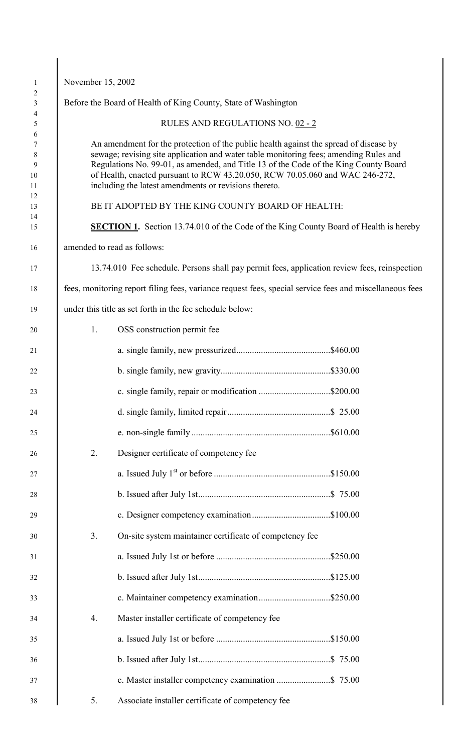November 15, 2002

Before the Board of Health of King County, State of Washington

RULES AND REGULATIONS NO. 02 - 2

An amendment for the protection of the public health against the spread of disease by sewage; revising site application and water table monitoring fees; amending Rules and Regulations No. 99-01, as amended, and Title 13 of the Code of the King County Board of Health, enacted pursuant to RCW 43.20.050, RCW 70.05.060 and WAC 246-272, including the latest amendments or revisions thereto.

BE IT ADOPTED BY THE KING COUNTY BOARD OF HEALTH:

**SECTION 1.** Section 13.74.010 of the Code of the King County Board of Health is hereby amended to read as follows:

13.74.010 Fee schedule. Persons shall pay permit fees, application review fees, reinspection fees, monitoring report filing fees, variance request fees, special service fees and miscellaneous fees under this title as set forth in the fee schedule below:

1. OSS construction permit fee
   - a. single family, new pressurized..........................................$460.00
   - b. single family, new gravity.................................................$330.00
   - c. single family, repair or modification ................................$200.00
   - d. single family, limited repair..............................................$ 25.00
   - e. non-single family .............................................................$610.00
2. Designer certificate of competency fee
   - a. Issued July 1st or before ....................................................$150.00
   - b. Issued after July 1st...........................................................$ 75.00
   - c. Designer competency examination...................................$100.00
3. On-site system maintainer certificate of competency fee
   - a. Issued July 1st or before ...................................................$250.00
   - b. Issued after July 1st...........................................................$125.00
   - c. Maintainer competency examination................................$250.00
4. Master installer certificate of competency fee
   - a. Issued July 1st or before ...................................................$150.00
   - b. Issued after July 1st...........................................................$ 75.00
   - c. Master installer competency examination ........................$ 75.00
5. Associate installer certificate of competency fee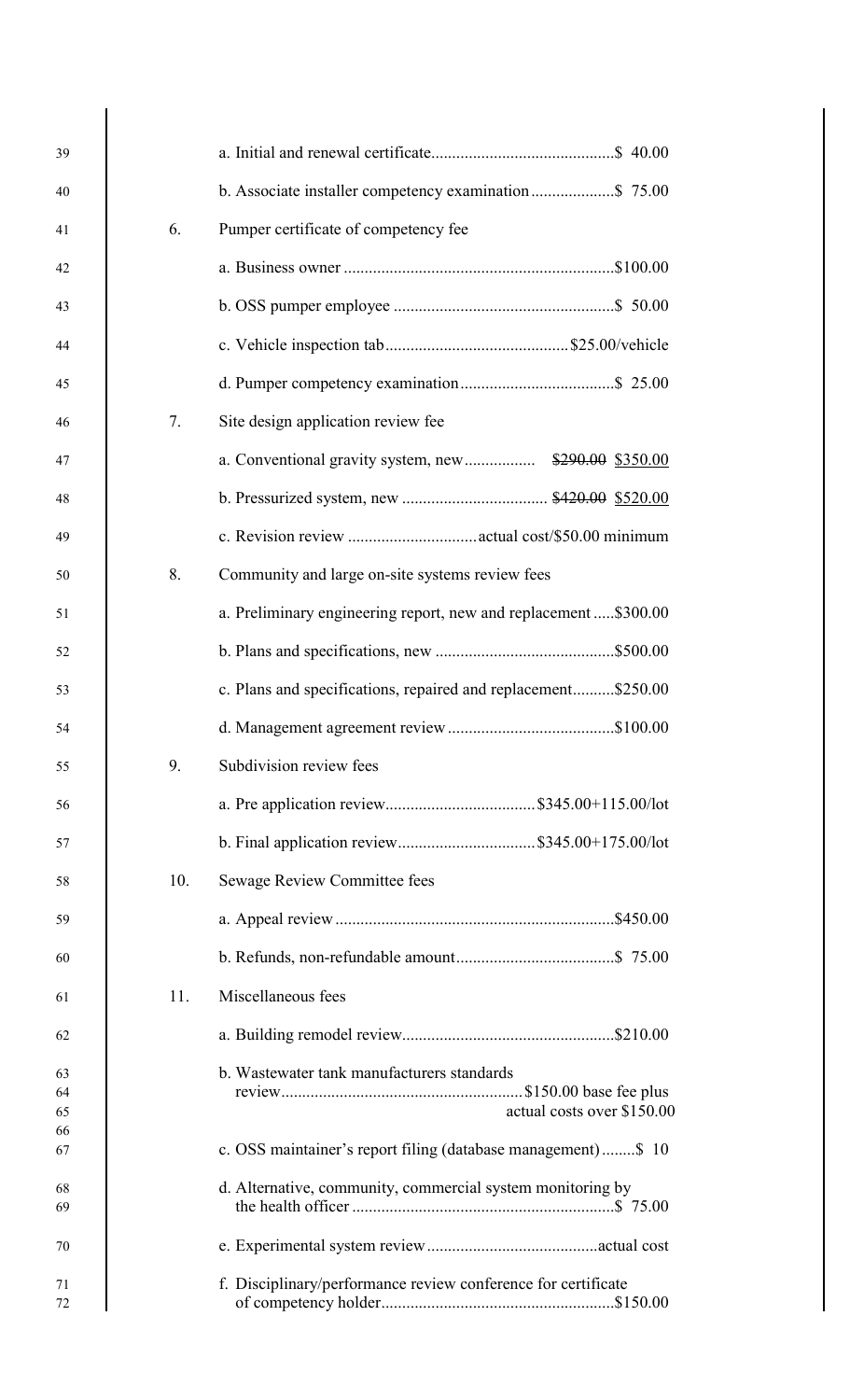a. Initial and renewal certificate............................................$ 40.00

b. Associate installer competency examination....................$ 75.00

6. Pumper certificate of competency fee

a. Business owner ................................................................$100.00

b. OSS pumper employee .....................................................$ 50.00

c. Vehicle inspection tab............................................$25.00/vehicle

d. Pumper competency examination.....................................$ 25.00

7. Site design application review fee

a. Conventional gravity system, new................. ~~$290.00~~ $350.00

b. Pressurized system, new ................................... ~~$420.00~~ $520.00

c. Revision review ...............................actual cost/$50.00 minimum

8. Community and large on-site systems review fees

a. Preliminary engineering report, new and replacement .....$300.00

b. Plans and specifications, new ...........................................$500.00

c. Plans and specifications, repaired and replacement..........$250.00

d. Management agreement review ........................................$100.00

9. Subdivision review fees

a. Pre application review....................................$345.00+115.00/lot

b. Final application review.................................$345.00+175.00/lot

10. Sewage Review Committee fees

a. Appeal review ..................................................................$450.00

b. Refunds, non-refundable amount......................................$ 75.00

11. Miscellaneous fees

a. Building remodel review...................................................$210.00

b. Wastewater tank manufacturers standards review..........................................................$150.00 base fee plus actual costs over $150.00

c. OSS maintainer's report filing (database management)........$ 10

d. Alternative, community, commercial system monitoring by the health officer ...............................................................$ 75.00

e. Experimental system review.........................................actual cost

f. Disciplinary/performance review conference for certificate of competency holder.......................................................$150.00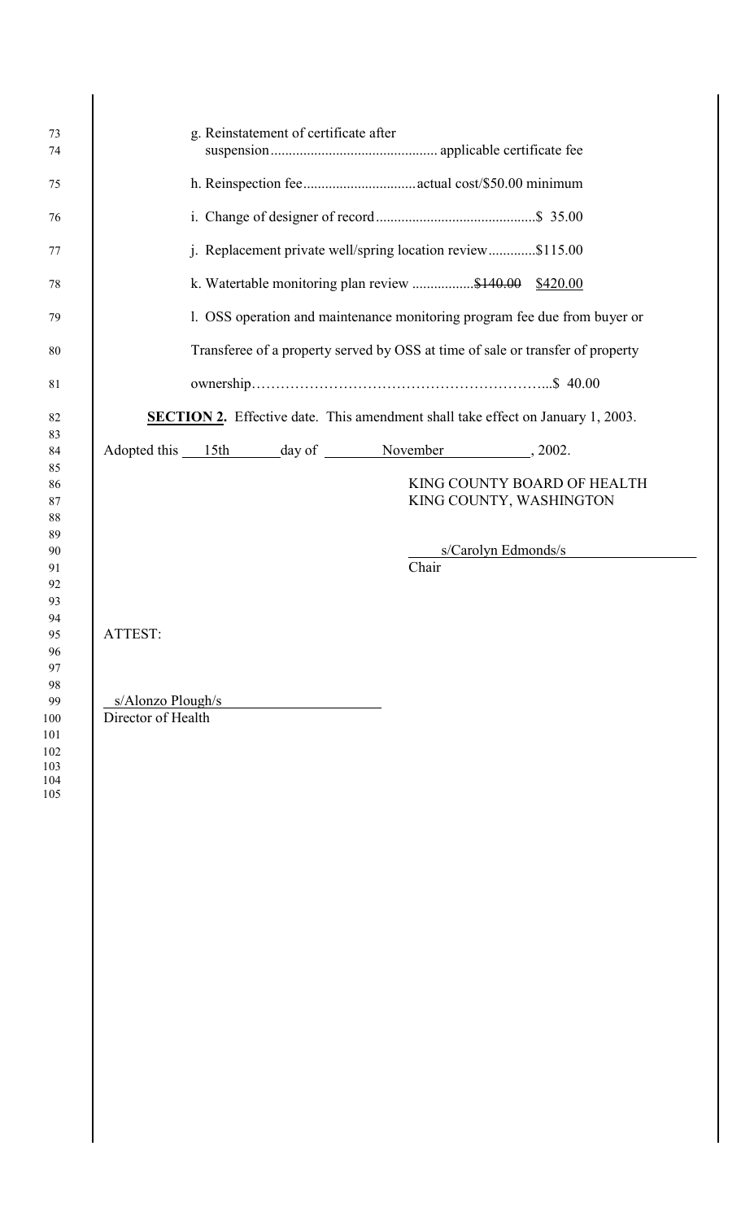g. Reinstatement of certificate after suspension.............................................. applicable certificate fee

h. Reinspection fee...............................actual cost/$50.00 minimum

i. Change of designer of record...........................................$ 35.00

j. Replacement private well/spring location review.............$115.00

k. Watertable monitoring plan review .................~~$140.00~~ $420.00

l. OSS operation and maintenance monitoring program fee due from buyer or Transferee of a property served by OSS at time of sale or transfer of property ownership……………………………………………………...$ 40.00

**SECTION 2.** Effective date. This amendment shall take effect on January 1, 2003.

Adopted this 15th day of November, 2002.

KING COUNTY BOARD OF HEALTH
KING COUNTY, WASHINGTON

s/Carolyn Edmonds/s
Chair

ATTEST:

s/Alonzo Plough/s
Director of Health